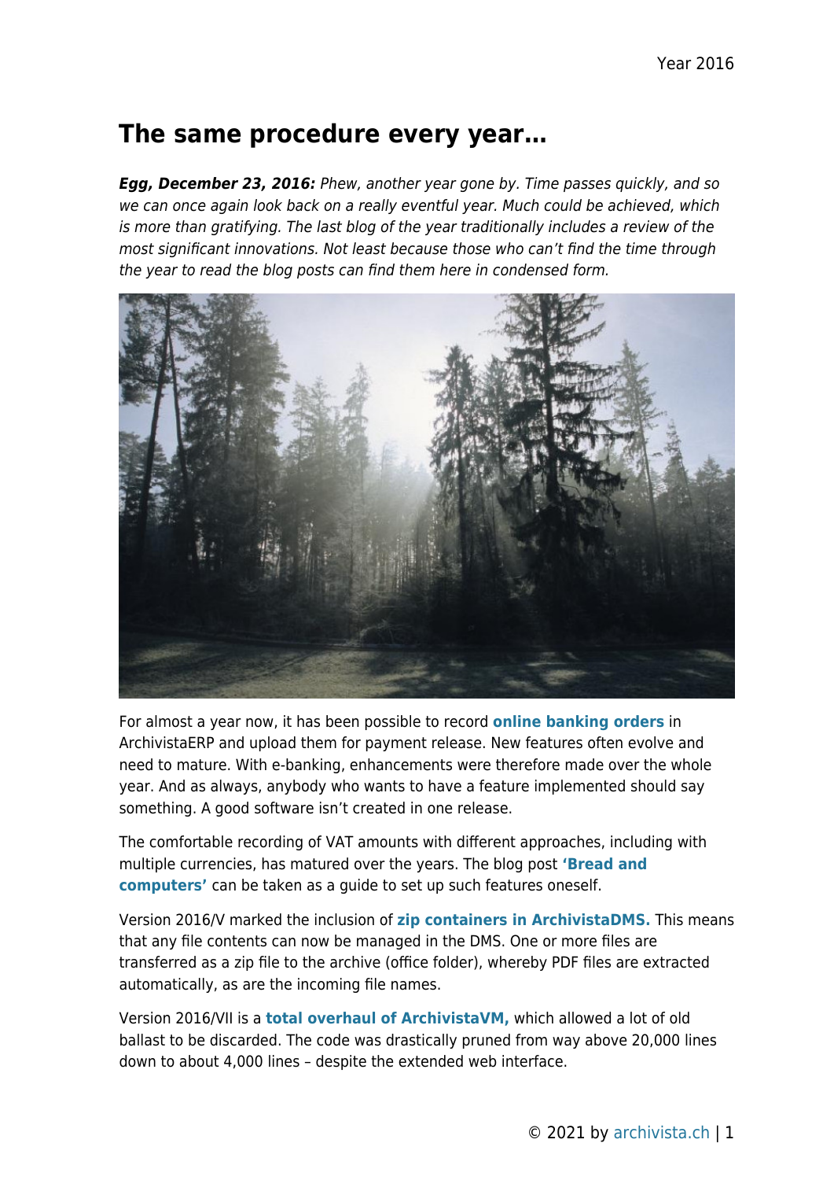# The same procedure every year…

***Egg, December 23, 2016:*** *Phew, another year gone by. Time passes quickly, and so we can once again look back on a really eventful year. Much could be achieved, which is more than gratifying. The last blog of the year traditionally includes a review of the most significant innovations. Not least because those who can't find the time through the year to read the blog posts can find them here in condensed form.*

For almost a year now, it has been possible to record **online banking orders** in ArchivistaERP and upload them for payment release. New features often evolve and need to mature. With e-banking, enhancements were therefore made over the whole year. And as always, anybody who wants to have a feature implemented should say something. A good software isn't created in one release.

The comfortable recording of VAT amounts with different approaches, including with multiple currencies, has matured over the years. The blog post **'Bread and computers'** can be taken as a guide to set up such features oneself.

Version 2016/V marked the inclusion of **zip containers in ArchivistaDMS.** This means that any file contents can now be managed in the DMS. One or more files are transferred as a zip file to the archive (office folder), whereby PDF files are extracted automatically, as are the incoming file names.

Version 2016/VII is a **total overhaul of ArchivistaVM,** which allowed a lot of old ballast to be discarded. The code was drastically pruned from way above 20,000 lines down to about 4,000 lines – despite the extended web interface.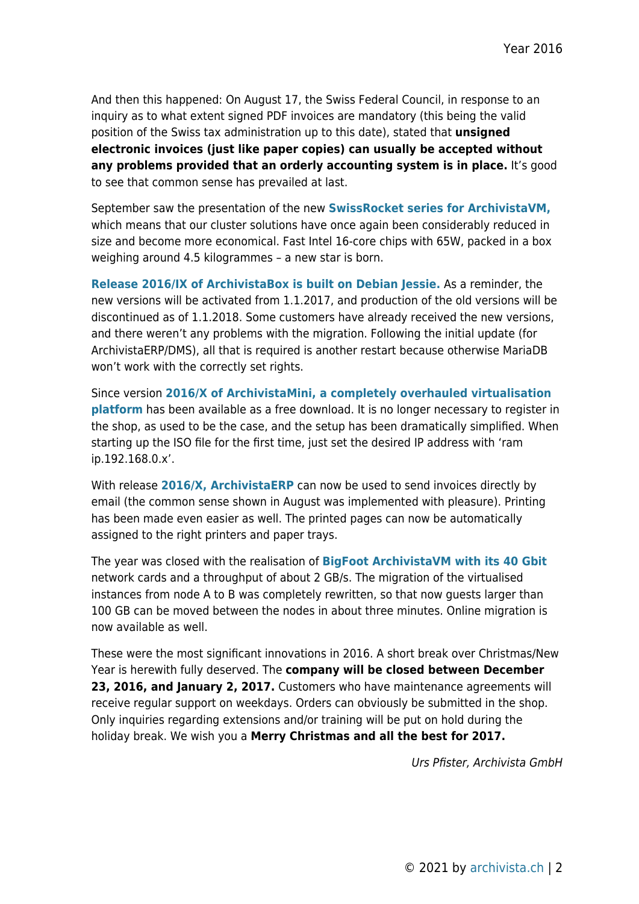And then this happened: On August 17, the Swiss Federal Council, in response to an inquiry as to what extent signed PDF invoices are mandatory (this being the valid position of the Swiss tax administration up to this date), stated that **unsigned electronic invoices (just like paper copies) can usually be accepted without any problems provided that an orderly accounting system is in place.** It's good to see that common sense has prevailed at last.

September saw the presentation of the new **SwissRocket series for ArchivistaVM,** which means that our cluster solutions have once again been considerably reduced in size and become more economical. Fast Intel 16-core chips with 65W, packed in a box weighing around 4.5 kilogrammes – a new star is born.

**Release 2016/IX of ArchivistaBox is built on Debian Jessie.** As a reminder, the new versions will be activated from 1.1.2017, and production of the old versions will be discontinued as of 1.1.2018. Some customers have already received the new versions, and there weren't any problems with the migration. Following the initial update (for ArchivistaERP/DMS), all that is required is another restart because otherwise MariaDB won't work with the correctly set rights.

Since version **2016/X of ArchivistaMini, a completely overhauled virtualisation platform** has been available as a free download. It is no longer necessary to register in the shop, as used to be the case, and the setup has been dramatically simplified. When starting up the ISO file for the first time, just set the desired IP address with 'ram ip.192.168.0.x'.

With release **2016/X, ArchivistaERP** can now be used to send invoices directly by email (the common sense shown in August was implemented with pleasure). Printing has been made even easier as well. The printed pages can now be automatically assigned to the right printers and paper trays.

The year was closed with the realisation of **BigFoot ArchivistaVM with its 40 Gbit** network cards and a throughput of about 2 GB/s. The migration of the virtualised instances from node A to B was completely rewritten, so that now guests larger than 100 GB can be moved between the nodes in about three minutes. Online migration is now available as well.

These were the most significant innovations in 2016. A short break over Christmas/New Year is herewith fully deserved. The **company will be closed between December 23, 2016, and January 2, 2017.** Customers who have maintenance agreements will receive regular support on weekdays. Orders can obviously be submitted in the shop. Only inquiries regarding extensions and/or training will be put on hold during the holiday break. We wish you a **Merry Christmas and all the best for 2017.**

*Urs Pfister, Archivista GmbH*